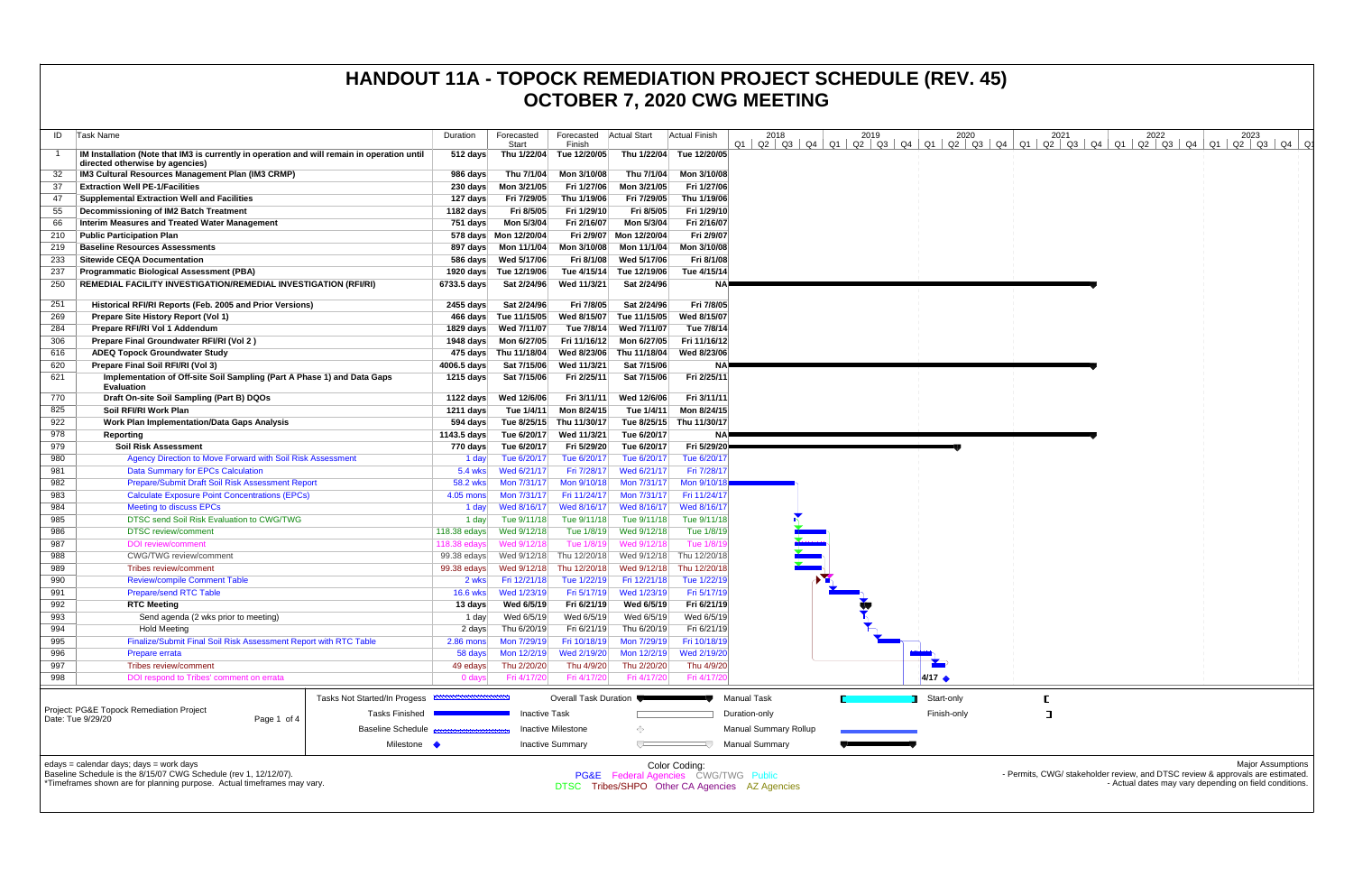# HANDOUT 11A - TOPOCK REMEDIATION PROJECT SCHEDULE (REV. 45)
# OCTOBER 7, 2020 CWG MEETING

| ID | Task Name | Duration | Forecasted Start | Forecasted Finish | Actual Start | Actual Finish |
|---|---|---|---|---|---|---|
| 1 | **IM Installation (Note that IM3 is currently in operation and will remain in operation until directed otherwise by agencies)** | **512 days** | **Thu 1/22/04** | **Tue 12/20/05** | **Thu 1/22/04** | **Tue 12/20/05** |
| 32 | **IM3 Cultural Resources Management Plan (IM3 CRMP)** | **986 days** | **Thu 7/1/04** | **Mon 3/10/08** | **Thu 7/1/04** | **Mon 3/10/08** |
| 37 | **Extraction Well PE-1/Facilities** | **230 days** | **Mon 3/21/05** | **Fri 1/27/06** | **Mon 3/21/05** | **Fri 1/27/06** |
| 47 | **Supplemental Extraction Well and Facilities** | **127 days** | **Fri 7/29/05** | **Thu 1/19/06** | **Fri 7/29/05** | **Thu 1/19/06** |
| 55 | **Decommissioning of IM2 Batch Treatment** | **1182 days** | **Fri 8/5/05** | **Fri 1/29/10** | **Fri 8/5/05** | **Fri 1/29/10** |
| 66 | **Interim Measures and Treated Water Management** | **751 days** | **Mon 5/3/04** | **Fri 2/16/07** | **Mon 5/3/04** | **Fri 2/16/07** |
| 210 | **Public Participation Plan** | **578 days** | **Mon 12/20/04** | **Fri 2/9/07** | **Mon 12/20/04** | **Fri 2/9/07** |
| 219 | **Baseline Resources Assessments** | **897 days** | **Mon 11/1/04** | **Mon 3/10/08** | **Mon 11/1/04** | **Mon 3/10/08** |
| 233 | **Sitewide CEQA Documentation** | **586 days** | **Wed 5/17/06** | **Fri 8/1/08** | **Wed 5/17/06** | **Fri 8/1/08** |
| 237 | **Programmatic Biological Assessment (PBA)** | **1920 days** | **Tue 12/19/06** | **Tue 4/15/14** | **Tue 12/19/06** | **Tue 4/15/14** |
| 250 | **REMEDIAL FACILITY INVESTIGATION/REMEDIAL INVESTIGATION (RFI/RI)** | **6733.5 days** | **Sat 2/24/96** | **Wed 11/3/21** | **Sat 2/24/96** | **NA** |
| 251 | **Historical RFI/RI Reports (Feb. 2005 and Prior Versions)** | **2455 days** | **Sat 2/24/96** | **Fri 7/8/05** | **Sat 2/24/96** | **Fri 7/8/05** |
| 269 | **Prepare Site History Report (Vol 1)** | **466 days** | **Tue 11/15/05** | **Wed 8/15/07** | **Tue 11/15/05** | **Wed 8/15/07** |
| 284 | **Prepare RFI/RI Vol 1 Addendum** | **1829 days** | **Wed 7/11/07** | **Tue 7/8/14** | **Wed 7/11/07** | **Tue 7/8/14** |
| 306 | **Prepare Final Groundwater RFI/RI (Vol 2 )** | **1948 days** | **Mon 6/27/05** | **Fri 11/16/12** | **Mon 6/27/05** | **Fri 11/16/12** |
| 616 | **ADEQ Topock Groundwater Study** | **475 days** | **Thu 11/18/04** | **Wed 8/23/06** | **Thu 11/18/04** | **Wed 8/23/06** |
| 620 | **Prepare Final Soil RFI/RI (Vol 3)** | **4006.5 days** | **Sat 7/15/06** | **Wed 11/3/21** | **Sat 7/15/06** | **NA** |
| 621 | **Implementation of Off-site Soil Sampling (Part A Phase 1) and Data Gaps Evaluation** | **1215 days** | **Sat 7/15/06** | **Fri 2/25/11** | **Sat 7/15/06** | **Fri 2/25/11** |
| 770 | **Draft On-site Soil Sampling (Part B) DQOs** | **1122 days** | **Wed 12/6/06** | **Fri 3/11/11** | **Wed 12/6/06** | **Fri 3/11/11** |
| 825 | **Soil RFI/RI Work Plan** | **1211 days** | **Tue 1/4/11** | **Mon 8/24/15** | **Tue 1/4/11** | **Mon 8/24/15** |
| 922 | **Work Plan Implementation/Data Gaps Analysis** | **594 days** | **Tue 8/25/15** | **Thu 11/30/17** | **Tue 8/25/15** | **Thu 11/30/17** |
| 978 | **Reporting** | **1143.5 days** | **Tue 6/20/17** | **Wed 11/3/21** | **Tue 6/20/17** | **NA** |
| 979 | **Soil Risk Assessment** | **770 days** | **Tue 6/20/17** | **Fri 5/29/20** | **Tue 6/20/17** | **Fri 5/29/20** |
| 980 | Agency Direction to Move Forward with Soil Risk Assessment | 1 day | Tue 6/20/17 | Tue 6/20/17 | Tue 6/20/17 | Tue 6/20/17 |
| 981 | Data Summary for EPCs Calculation | 5.4 wks | Wed 6/21/17 | Fri 7/28/17 | Wed 6/21/17 | Fri 7/28/17 |
| 982 | Prepare/Submit Draft Soil Risk Assessment Report | 58.2 wks | Mon 7/31/17 | Mon 9/10/18 | Mon 7/31/17 | Mon 9/10/18 |
| 983 | Calculate Exposure Point Concentrations (EPCs) | 4.05 mons | Mon 7/31/17 | Fri 11/24/17 | Mon 7/31/17 | Fri 11/24/17 |
| 984 | Meeting to discuss EPCs | 1 day | Wed 8/16/17 | Wed 8/16/17 | Wed 8/16/17 | Wed 8/16/17 |
| 985 | DTSC send Soil Risk Evaluation to CWG/TWG | 1 day | Tue 9/11/18 | Tue 9/11/18 | Tue 9/11/18 | Tue 9/11/18 |
| 986 | DTSC review/comment | 118.38 edays | Wed 9/12/18 | Tue 1/8/19 | Wed 9/12/18 | Tue 1/8/19 |
| 987 | DOI review/comment | 118.38 edays | Wed 9/12/18 | Tue 1/8/19 | Wed 9/12/18 | Tue 1/8/19 |
| 988 | CWG/TWG review/comment | 99.38 edays | Wed 9/12/18 | Thu 12/20/18 | Wed 9/12/18 | Thu 12/20/18 |
| 989 | Tribes review/comment | 99.38 edays | Wed 9/12/18 | Thu 12/20/18 | Wed 9/12/18 | Thu 12/20/18 |
| 990 | Review/compile Comment Table | 2 wks | Fri 12/21/18 | Tue 1/22/19 | Fri 12/21/18 | Tue 1/22/19 |
| 991 | Prepare/send RTC Table | 16.6 wks | Wed 1/23/19 | Fri 5/17/19 | Wed 1/23/19 | Fri 5/17/19 |
| 992 | **RTC Meeting** | **13 days** | **Wed 6/5/19** | **Fri 6/21/19** | **Wed 6/5/19** | **Fri 6/21/19** |
| 993 | Send agenda (2 wks prior to meeting) | 1 day | Wed 6/5/19 | Wed 6/5/19 | Wed 6/5/19 | Wed 6/5/19 |
| 994 | Hold Meeting | 2 days | Thu 6/20/19 | Fri 6/21/19 | Thu 6/20/19 | Fri 6/21/19 |
| 995 | Finalize/Submit Final Soil Risk Assessment Report with RTC Table | 2.86 mons | Mon 7/29/19 | Fri 10/18/19 | Mon 7/29/19 | Fri 10/18/19 |
| 996 | Prepare errata | 58 days | Mon 12/2/19 | Wed 2/19/20 | Mon 12/2/19 | Wed 2/19/20 |
| 997 | Tribes review/comment | 49 edays | Thu 2/20/20 | Thu 4/9/20 | Thu 2/20/20 | Thu 4/9/20 |
| 998 | DOI respond to Tribes' comment on errata | 0 days | Fri 4/17/20 | Fri 4/17/20 | Fri 4/17/20 | Fri 4/17/20 |

Project: PG&E Topock Remediation Project
Date: Tue 9/29/20

Legend: Tasks Not Started/In Progess; Tasks Finished; Baseline Schedule; Milestone; Overall Task Duration; Inactive Task; Inactive Milestone; Inactive Summary; Manual Task; Duration-only; Manual Summary Rollup; Manual Summary; Start-only; Finish-only

edays = calendar days; days = work days
Baseline Schedule is the 8/15/07 CWG Schedule (rev 1, 12/12/07).
*Timeframes shown are for planning purpose. Actual timeframes may vary.

Color Coding:
PG&E Federal Agencies CWG/TWG Public
DTSC Tribes/SHPO Other CA Agencies AZ Agencies

Major Assumptions
- Permits, CWG/ stakeholder review, and DTSC review & approvals are estimated.
- Actual dates may vary depending on field conditions.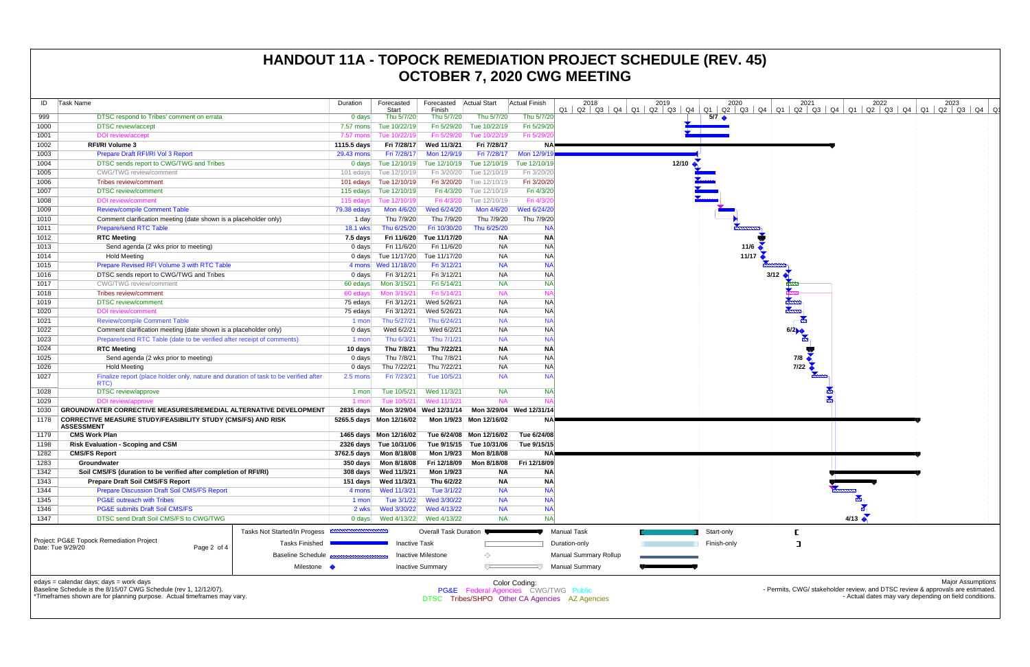# HANDOUT 11A - TOPOCK REMEDIATION PROJECT SCHEDULE (REV. 45)
# OCTOBER 7, 2020 CWG MEETING

| ID | Task Name | Duration | Forecasted Start | Forecasted Finish | Actual Start | Actual Finish |
|---|---|---|---|---|---|---|
| 999 | DTSC respond to Tribes' comment on errata | 0 days | Thu 5/7/20 | Thu 5/7/20 | Thu 5/7/20 | Thu 5/7/20 |
| 1000 | DTSC review/accept | 7.57 mons | Tue 10/22/19 | Fri 5/29/20 | Tue 10/22/19 | Fri 5/29/20 |
| 1001 | DOI review/accept | 7.57 mons | Tue 10/22/19 | Fri 5/29/20 | Tue 10/22/19 | Fri 5/29/20 |
| 1002 | **RFI/RI Volume 3** | **1115.5 days** | **Fri 7/28/17** | **Wed 11/3/21** | **Fri 7/28/17** | **NA** |
| 1003 | Prepare Draft RFI/RI Vol 3 Report | 29.43 mons | Fri 7/28/17 | Mon 12/9/19 | Fri 7/28/17 | Mon 12/9/19 |
| 1004 | DTSC sends report to CWG/TWG and Tribes | 0 days | Tue 12/10/19 | Tue 12/10/19 | Tue 12/10/19 | Tue 12/10/19 |
| 1005 | CWG/TWG review/comment | 101 edays | Tue 12/10/19 | Fri 3/20/20 | Tue 12/10/19 | Fri 3/20/20 |
| 1006 | Tribes review/comment | 101 edays | Tue 12/10/19 | Fri 3/20/20 | Tue 12/10/19 | Fri 3/20/20 |
| 1007 | DTSC review/comment | 115 edays | Tue 12/10/19 | Fri 4/3/20 | Tue 12/10/19 | Fri 4/3/20 |
| 1008 | DOI review/comment | 115 edays | Tue 12/10/19 | Fri 4/3/20 | Tue 12/10/19 | Fri 4/3/20 |
| 1009 | Review/compile Comment Table | 79.38 edays | Mon 4/6/20 | Wed 6/24/20 | Mon 4/6/20 | Wed 6/24/20 |
| 1010 | Comment clarification meeting (date shown is a placeholder only) | 1 day | Thu 7/9/20 | Thu 7/9/20 | Thu 7/9/20 | Thu 7/9/20 |
| 1011 | Prepare/send RTC Table | 18.1 wks | Thu 6/25/20 | Fri 10/30/20 | Thu 6/25/20 | NA |
| 1012 | **RTC Meeting** | **7.5 days** | **Fri 11/6/20** | **Tue 11/17/20** | **NA** | **NA** |
| 1013 | Send agenda (2 wks prior to meeting) | 0 days | Fri 11/6/20 | Fri 11/6/20 | NA | NA |
| 1014 | Hold Meeting | 0 days | Tue 11/17/20 | Tue 11/17/20 | NA | NA |
| 1015 | Prepare Revised RFI Volume 3 with RTC Table | 4 mons | Wed 11/18/20 | Fri 3/12/21 | NA | NA |
| 1016 | DTSC sends report to CWG/TWG and Tribes | 0 days | Fri 3/12/21 | Fri 3/12/21 | NA | NA |
| 1017 | CWG/TWG review/comment | 60 edays | Mon 3/15/21 | Fri 5/14/21 | NA | NA |
| 1018 | Tribes review/comment | 60 edays | Mon 3/15/21 | Fri 5/14/21 | NA | NA |
| 1019 | DTSC review/comment | 75 edays | Fri 3/12/21 | Wed 5/26/21 | NA | NA |
| 1020 | DOI review/comment | 75 edays | Fri 3/12/21 | Wed 5/26/21 | NA | NA |
| 1021 | Review/compile Comment Table | 1 mon | Thu 5/27/21 | Thu 6/24/21 | NA | NA |
| 1022 | Comment clarification meeting (date shown is a placeholder only) | 0 days | Wed 6/2/21 | Wed 6/2/21 | NA | NA |
| 1023 | Prepare/send RTC Table (date to be verified after receipt of comments) | 1 mon | Thu 6/3/21 | Thu 7/1/21 | NA | NA |
| 1024 | **RTC Meeting** | **10 days** | **Thu 7/8/21** | **Thu 7/22/21** | **NA** | **NA** |
| 1025 | Send agenda (2 wks prior to meeting) | 0 days | Thu 7/8/21 | Thu 7/8/21 | NA | NA |
| 1026 | Hold Meeting | 0 days | Thu 7/22/21 | Thu 7/22/21 | NA | NA |
| 1027 | Finalize report (place holder only, nature and duration of task to be verified after RTC) | 2.5 mons | Fri 7/23/21 | Tue 10/5/21 | NA | NA |
| 1028 | DTSC review/approve | 1 mon | Tue 10/5/21 | Wed 11/3/21 | NA | NA |
| 1029 | DOI review/approve | 1 mon | Tue 10/5/21 | Wed 11/3/21 | NA | NA |
| 1030 | **GROUNDWATER CORRECTIVE MEASURES/REMEDIAL ALTERNATIVE DEVELOPMENT** | **2835 days** | **Mon 3/29/04** | **Wed 12/31/14** | **Mon 3/29/04** | **Wed 12/31/14** |
| 1178 | **CORRECTIVE MEASURE STUDY/FEASIBILITY STUDY (CMS/FS) AND RISK ASSESSMENT** | **5265.5 days** | **Mon 12/16/02** | **Mon 1/9/23** | **Mon 12/16/02** | **NA** |
| 1179 | **CMS Work Plan** | **1465 days** | **Mon 12/16/02** | **Tue 6/24/08** | **Mon 12/16/02** | **Tue 6/24/08** |
| 1198 | **Risk Evaluation - Scoping and CSM** | **2326 days** | **Tue 10/31/06** | **Tue 9/15/15** | **Tue 10/31/06** | **Tue 9/15/15** |
| 1282 | **CMS/FS Report** | **3762.5 days** | **Mon 8/18/08** | **Mon 1/9/23** | **Mon 8/18/08** | **NA** |
| 1283 | **Groundwater** | **350 days** | **Mon 8/18/08** | **Fri 12/18/09** | **Mon 8/18/08** | **Fri 12/18/09** |
| 1342 | **Soil CMS/FS (duration to be verified after completion of RFI/RI)** | **308 days** | **Wed 11/3/21** | **Mon 1/9/23** | **NA** | **NA** |
| 1343 | **Prepare Draft Soil CMS/FS Report** | **151 days** | **Wed 11/3/21** | **Thu 6/2/22** | **NA** | **NA** |
| 1344 | Prepare Discussion Draft Soil CMS/FS Report | 4 mons | Wed 11/3/21 | Tue 3/1/22 | NA | NA |
| 1345 | PG&E outreach with Tribes | 1 mon | Tue 3/1/22 | Wed 3/30/22 | NA | NA |
| 1346 | PG&E submits Draft Soil CMS/FS | 2 wks | Wed 3/30/22 | Wed 4/13/22 | NA | NA |
| 1347 | DTSC send Draft Soil CMS/FS to CWG/TWG | 0 days | Wed 4/13/22 | Wed 4/13/22 | NA | NA |

Project: PG&E Topock Remediation Project
Date: Tue 9/29/20

Legend: Tasks Not Started/In Progess; Tasks Finished; Baseline Schedule; Milestone; Overall Task Duration; Inactive Task; Inactive Milestone; Inactive Summary; Manual Task; Duration-only; Manual Summary Rollup; Manual Summary; Start-only; Finish-only

edays = calendar days; days = work days
Baseline Schedule is the 8/15/07 CWG Schedule (rev 1, 12/12/07).
*Timeframes shown are for planning purpose. Actual timeframes may vary.

Color Coding:
PG&E Federal Agencies CWG/TWG Public
DTSC Tribes/SHPO Other CA Agencies AZ Agencies

Major Assumptions
- Permits, CWG/ stakeholder review, and DTSC review & approvals are estimated.
- Actual dates may vary depending on field conditions.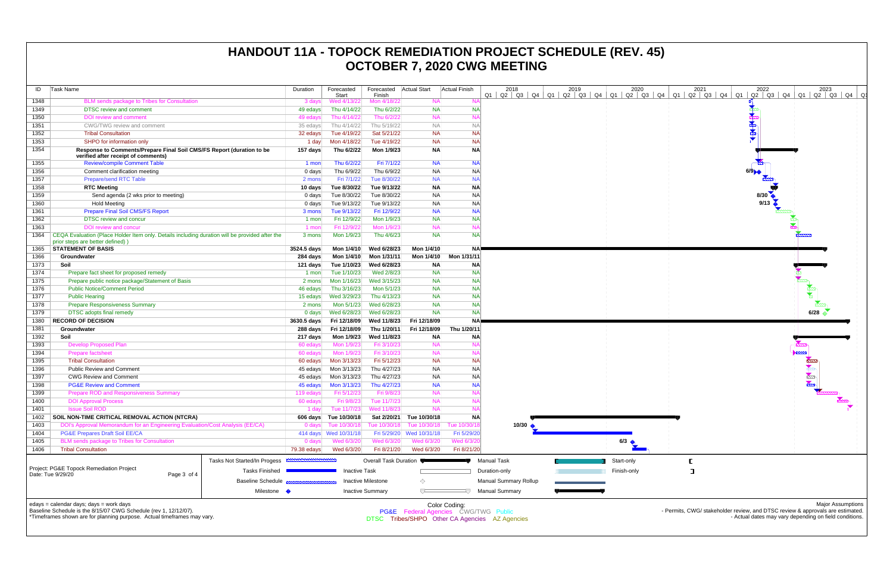# HANDOUT 11A - TOPOCK REMEDIATION PROJECT SCHEDULE (REV. 45)
## OCTOBER 7, 2020 CWG MEETING

| ID | Task Name | Duration | Forecasted Start | Forecasted Finish | Actual Start | Actual Finish |
|---|---|---|---|---|---|---|
| 1348 | BLM sends package to Tribes for Consultation | 3 days | Wed 4/13/22 | Mon 4/18/22 | NA | NA |
| 1349 | DTSC review and comment | 49 edays | Thu 4/14/22 | Thu 6/2/22 | NA | NA |
| 1350 | DOI review and comment | 49 edays | Thu 4/14/22 | Thu 6/2/22 | NA | NA |
| 1351 | CWG/TWG review and comment | 35 edays | Thu 4/14/22 | Thu 5/19/22 | NA | NA |
| 1352 | Tribal Consultation | 32 edays | Tue 4/19/22 | Sat 5/21/22 | NA | NA |
| 1353 | SHPO for information only | 1 day | Mon 4/18/22 | Tue 4/19/22 | NA | NA |
| 1354 | **Response to Comments/Prepare Final Soil CMS/FS Report (duration to be verified after receipt of comments)** | **157 days** | **Thu 6/2/22** | **Mon 1/9/23** | **NA** | **NA** |
| 1355 | Review/compile Comment Table | 1 mon | Thu 6/2/22 | Fri 7/1/22 | NA | NA |
| 1356 | Comment clarification meeting | 0 days | Thu 6/9/22 | Thu 6/9/22 | NA | NA |
| 1357 | Prepare/send RTC Table | 2 mons | Fri 7/1/22 | Tue 8/30/22 | NA | NA |
| 1358 | **RTC Meeting** | **10 days** | **Tue 8/30/22** | **Tue 9/13/22** | **NA** | **NA** |
| 1359 | Send agenda (2 wks prior to meeting) | 0 days | Tue 8/30/22 | Tue 8/30/22 | NA | NA |
| 1360 | Hold Meeting | 0 days | Tue 9/13/22 | Tue 9/13/22 | NA | NA |
| 1361 | Prepare Final Soil CMS/FS Report | 3 mons | Tue 9/13/22 | Fri 12/9/22 | NA | NA |
| 1362 | DTSC review and concur | 1 mon | Fri 12/9/22 | Mon 1/9/23 | NA | NA |
| 1363 | DOI review and concur | 1 mon | Fri 12/9/22 | Mon 1/9/23 | NA | NA |
| 1364 | CEQA Evaluation (Place Holder item only. Details including duration will be provided after the prior steps are better defined) ) | 3 mons | Mon 1/9/23 | Thu 4/6/23 | NA | NA |
| 1365 | **STATEMENT OF BASIS** | **3524.5 days** | **Mon 1/4/10** | **Wed 6/28/23** | **Mon 1/4/10** | **NA** |
| 1366 | **Groundwater** | **284 days** | **Mon 1/4/10** | **Mon 1/31/11** | **Mon 1/4/10** | **Mon 1/31/11** |
| 1373 | **Soil** | **121 days** | **Tue 1/10/23** | **Wed 6/28/23** | **NA** | **NA** |
| 1374 | Prepare fact sheet for proposed remedy | 1 mon | Tue 1/10/23 | Wed 2/8/23 | NA | NA |
| 1375 | Prepare public notice package/Statement of Basis | 2 mons | Mon 1/16/23 | Wed 3/15/23 | NA | NA |
| 1376 | Public Notice/Comment Period | 46 edays | Thu 3/16/23 | Mon 5/1/23 | NA | NA |
| 1377 | Public Hearing | 15 edays | Wed 3/29/23 | Thu 4/13/23 | NA | NA |
| 1378 | Prepare Responsiveness Summary | 2 mons | Mon 5/1/23 | Wed 6/28/23 | NA | NA |
| 1379 | DTSC adopts final remedy | 0 days | Wed 6/28/23 | Wed 6/28/23 | NA | NA |
| 1380 | **RECORD OF DECISION** | **3630.5 days** | **Fri 12/18/09** | **Wed 11/8/23** | **Fri 12/18/09** | **NA** |
| 1381 | **Groundwater** | **288 days** | **Fri 12/18/09** | **Thu 1/20/11** | **Fri 12/18/09** | **Thu 1/20/11** |
| 1392 | **Soil** | **217 days** | **Mon 1/9/23** | **Wed 11/8/23** | **NA** | **NA** |
| 1393 | Develop Proposed Plan | 60 edays | Mon 1/9/23 | Fri 3/10/23 | NA | NA |
| 1394 | Prepare factsheet | 60 edays | Mon 1/9/23 | Fri 3/10/23 | NA | NA |
| 1395 | Tribal Consultation | 60 edays | Mon 3/13/23 | Fri 5/12/23 | NA | NA |
| 1396 | Public Review and Comment | 45 edays | Mon 3/13/23 | Thu 4/27/23 | NA | NA |
| 1397 | CWG Review and Comment | 45 edays | Mon 3/13/23 | Thu 4/27/23 | NA | NA |
| 1398 | PG&E Review and Comment | 45 edays | Mon 3/13/23 | Thu 4/27/23 | NA | NA |
| 1399 | Prepare ROD and Responsiveness Summary | 119 edays | Fri 5/12/23 | Fri 9/8/23 | NA | NA |
| 1400 | DOI Approval Process | 60 edays | Fri 9/8/23 | Tue 11/7/23 | NA | NA |
| 1401 | Issue Soil ROD | 1 day | Tue 11/7/23 | Wed 11/8/23 | NA | NA |
| 1402 | **SOIL NON-TIME CRITICAL REMOVAL ACTION (NTCRA)** | **606 days** | **Tue 10/30/18** | **Sat 2/20/21** | **Tue 10/30/18** | **NA** |
| 1403 | DOI's Approval Memorandum for an Engineering Evaluation/Cost Analysis (EE/CA) | 0 days | Tue 10/30/18 | Tue 10/30/18 | Tue 10/30/18 | Tue 10/30/18 |
| 1404 | PG&E Prepares Draft Soil EE/CA | 414 days | Wed 10/31/18 | Fri 5/29/20 | Wed 10/31/18 | Fri 5/29/20 |
| 1405 | BLM sends package to Tribes for Consultation | 0 days | Wed 6/3/20 | Wed 6/3/20 | Wed 6/3/20 | Wed 6/3/20 |
| 1406 | Tribal Consultation | 79.38 edays | Wed 6/3/20 | Fri 8/21/20 | Wed 6/3/20 | Fri 8/21/20 |

Project: PG&E Topock Remediation Project
Date: Tue 9/29/20

Legend: Tasks Not Started/In Progess; Tasks Finished; Baseline Schedule; Milestone; Overall Task Duration; Inactive Task; Inactive Milestone; Inactive Summary; Manual Task; Duration-only; Manual Summary Rollup; Manual Summary; Start-only; Finish-only

edays = calendar days; days = work days
Baseline Schedule is the 8/15/07 CWG Schedule (rev 1, 12/12/07).
*Timeframes shown are for planning purpose. Actual timeframes may vary.

Color Coding:
PG&E Federal Agencies CWG/TWG Public
DTSC Tribes/SHPO Other CA Agencies AZ Agencies

Major Assumptions
- Permits, CWG/ stakeholder review, and DTSC review & approvals are estimated.
- Actual dates may vary depending on field conditions.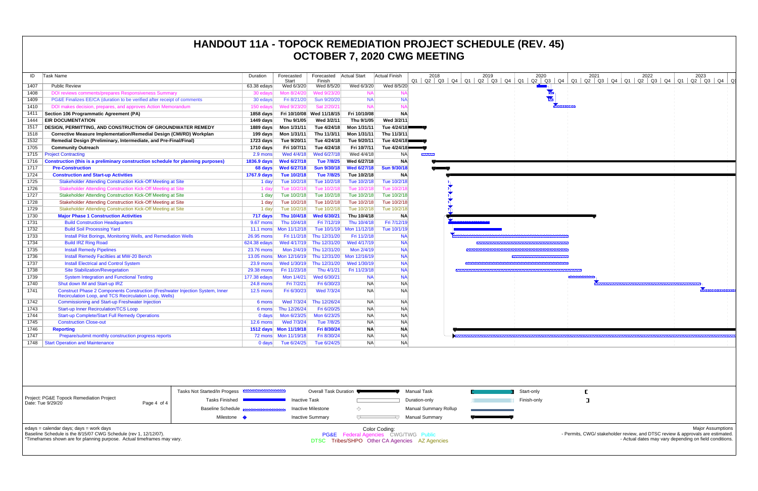# HANDOUT 11A - TOPOCK REMEDIATION PROJECT SCHEDULE (REV. 45)
# OCTOBER 7, 2020 CWG MEETING

| ID | Task Name | Duration | Forecasted Start | Forecasted Finish | Actual Start | Actual Finish |
|---|---|---|---|---|---|---|
| 1407 | Public Review | 63.38 edays | Wed 6/3/20 | Wed 8/5/20 | Wed 6/3/20 | Wed 8/5/20 |
| 1408 | DOI reviews comments/prepares Responsiveness Summary | 30 edays | Mon 8/24/20 | Wed 9/23/20 | NA | NA |
| 1409 | PG&E Finalizes EE/CA (duration to be verified after receipt of comments | 30 edays | Fri 8/21/20 | Sun 9/20/20 | NA | NA |
| 1410 | DOI makes decision, prepares, and approves Action Memorandum | 150 edays | Wed 9/23/20 | Sat 2/20/21 | NA | NA |
| 1411 | **Section 106 Programmatic Agreement (PA)** | **1858 days** | **Fri 10/10/08** | **Wed 11/18/15** | **Fri 10/10/08** | **NA** |
| 1444 | **EIR DOCUMENTATION** | **1449 days** | **Thu 9/1/05** | **Wed 3/2/11** | **Thu 9/1/05** | **Wed 3/2/11** |
| 1517 | **DESIGN, PERMITTING, AND CONSTRUCTION OF GROUNDWATER REMEDY** | **1889 days** | **Mon 1/31/11** | **Tue 4/24/18** | **Mon 1/31/11** | **Tue 4/24/18** |
| 1518 | **Corrective Measure Implementation/Remedial Design (CMI/RD) Workplan** | **199 days** | **Mon 1/31/11** | **Thu 11/3/11** | **Mon 1/31/11** | **Thu 11/3/11** |
| 1532 | **Remedial Design (Preliminary, Intermediate, and Pre-Final/Final)** | **1723 days** | **Tue 9/20/11** | **Tue 4/24/18** | **Tue 9/20/11** | **Tue 4/24/18** |
| 1705 | **Community Outreach** | **1710 days** | **Fri 10/7/11** | **Tue 4/24/18** | **Fri 10/7/11** | **Tue 4/24/18** |
| 1715 | Project Contracting | 2.9 mons | Wed 4/4/18 | Wed 6/27/18 | Wed 4/4/18 | NA |
| 1716 | **Construction (this is a preliminary construction schedule for planning purposes)** | **1836.9 days** | **Wed 6/27/18** | **Tue 7/8/25** | **Wed 6/27/18** | **NA** |
| 1717 | **Pre-Construction** | **68 days** | **Wed 6/27/18** | **Sun 9/30/18** | **Wed 6/27/18** | **Sun 9/30/18** |
| 1724 | **Construction and Start-up Activities** | **1767.9 days** | **Tue 10/2/18** | **Tue 7/8/25** | **Tue 10/2/18** | **NA** |
| 1725 | Stakeholder Attending Construction Kick-Off Meeting at Site | 1 day | Tue 10/2/18 | Tue 10/2/18 | Tue 10/2/18 | Tue 10/2/18 |
| 1726 | Stakeholder Attending Construction Kick-Off Meeting at Site | 1 day | Tue 10/2/18 | Tue 10/2/18 | Tue 10/2/18 | Tue 10/2/18 |
| 1727 | Stakeholder Attending Construction Kick-Off Meeting at Site | 1 day | Tue 10/2/18 | Tue 10/2/18 | Tue 10/2/18 | Tue 10/2/18 |
| 1728 | Stakeholder Attending Construction Kick-Off Meeting at Site | 1 day | Tue 10/2/18 | Tue 10/2/18 | Tue 10/2/18 | Tue 10/2/18 |
| 1729 | Stakeholder Attending Construction Kick-Off Meeting at Site | 1 day | Tue 10/2/18 | Tue 10/2/18 | Tue 10/2/18 | Tue 10/2/18 |
| 1730 | **Major Phase 1 Construction Activities** | **717 days** | **Thu 10/4/18** | **Wed 6/30/21** | **Thu 10/4/18** | **NA** |
| 1731 | Build Construction Headquarters | 9.67 mons | Thu 10/4/18 | Fri 7/12/19 | Thu 10/4/18 | Fri 7/12/19 |
| 1732 | Build Soil Processing Yard | 11.1 mons | Mon 11/12/18 | Tue 10/1/19 | Mon 11/12/18 | Tue 10/1/19 |
| 1733 | Install Pilot Borings, Monitoring Wells, and Remediation Wells | 26.95 mons | Fri 11/2/18 | Thu 12/31/20 | Fri 11/2/18 | NA |
| 1734 | Build IRZ Ring Road | 624.38 edays | Wed 4/17/19 | Thu 12/31/20 | Wed 4/17/19 | NA |
| 1735 | Install Remedy Pipelines | 23.76 mons | Mon 2/4/19 | Thu 12/31/20 | Mon 2/4/19 | NA |
| 1736 | Install Remedy Facilities at MW-20 Bench | 13.05 mons | Mon 12/16/19 | Thu 12/31/20 | Mon 12/16/19 | NA |
| 1737 | Install Electrical and Control System | 23.9 mons | Wed 1/30/19 | Thu 12/31/20 | Wed 1/30/19 | NA |
| 1738 | Site Stabilization/Revegetation | 29.38 mons | Fri 11/23/18 | Thu 4/1/21 | Fri 11/23/18 | NA |
| 1739 | System Integration and Functional Testing | 177.38 edays | Mon 1/4/21 | Wed 6/30/21 | NA | NA |
| 1740 | Shut down IM and Start-up IRZ | 24.8 mons | Fri 7/2/21 | Fri 6/30/23 | NA | NA |
| 1741 | Construct Phase 2 Components Construction (Freshwater Injection System, Inner Recirculation Loop, and TCS Recirculation Loop, Wells) | 12.5 mons | Fri 6/30/23 | Wed 7/3/24 | NA | NA |
| 1742 | Commissioning and Start-up Freshwater Injection | 6 mons | Wed 7/3/24 | Thu 12/26/24 | NA | NA |
| 1743 | Start-up Inner Recirculation/TCS Loop | 6 mons | Thu 12/26/24 | Fri 6/20/25 | NA | NA |
| 1744 | Start-up Complete/Start Full Remedy Operations | 0 days | Mon 6/23/25 | Mon 6/23/25 | NA | NA |
| 1745 | Construction Close-out | 12.6 mons | Wed 7/3/24 | Tue 7/8/25 | NA | NA |
| 1746 | **Reporting** | **1512 days** | **Mon 11/19/18** | **Fri 8/30/24** | **NA** | **NA** |
| 1747 | Prepare/submit monthly construction progress reports | 72 mons | Mon 11/19/18 | Fri 8/30/24 | NA | NA |
| 1748 | Start Operation and Maintenance | 0 days | Tue 6/24/25 | Tue 6/24/25 | NA | NA |

2018 2019 2020 2021 2022 2023
Q1 Q2 Q3 Q4 Q1 Q2 Q3 Q4 Q1 Q2 Q3 Q4 Q1 Q2 Q3 Q4 Q1 Q2 Q3 Q4 Q1 Q2 Q3 Q4

Project: PG&E Topock Remediation Project
Date: Tue 9/29/20

Tasks Not Started/In Progess | Tasks Finished | Baseline Schedule | Milestone | Overall Task Duration | Inactive Task | Inactive Milestone | Inactive Summary | Manual Task | Duration-only | Manual Summary Rollup | Manual Summary | Start-only | Finish-only

edays = calendar days; days = work days
Baseline Schedule is the 8/15/07 CWG Schedule (rev 1, 12/12/07).
*Timeframes shown are for planning purpose. Actual timeframes may vary.

Color Coding:
PG&E Federal Agencies CWG/TWG Public
DTSC Tribes/SHPO Other CA Agencies AZ Agencies

Major Assumptions
- Permits, CWG/ stakeholder review, and DTSC review & approvals are estimated.
- Actual dates may vary depending on field conditions.